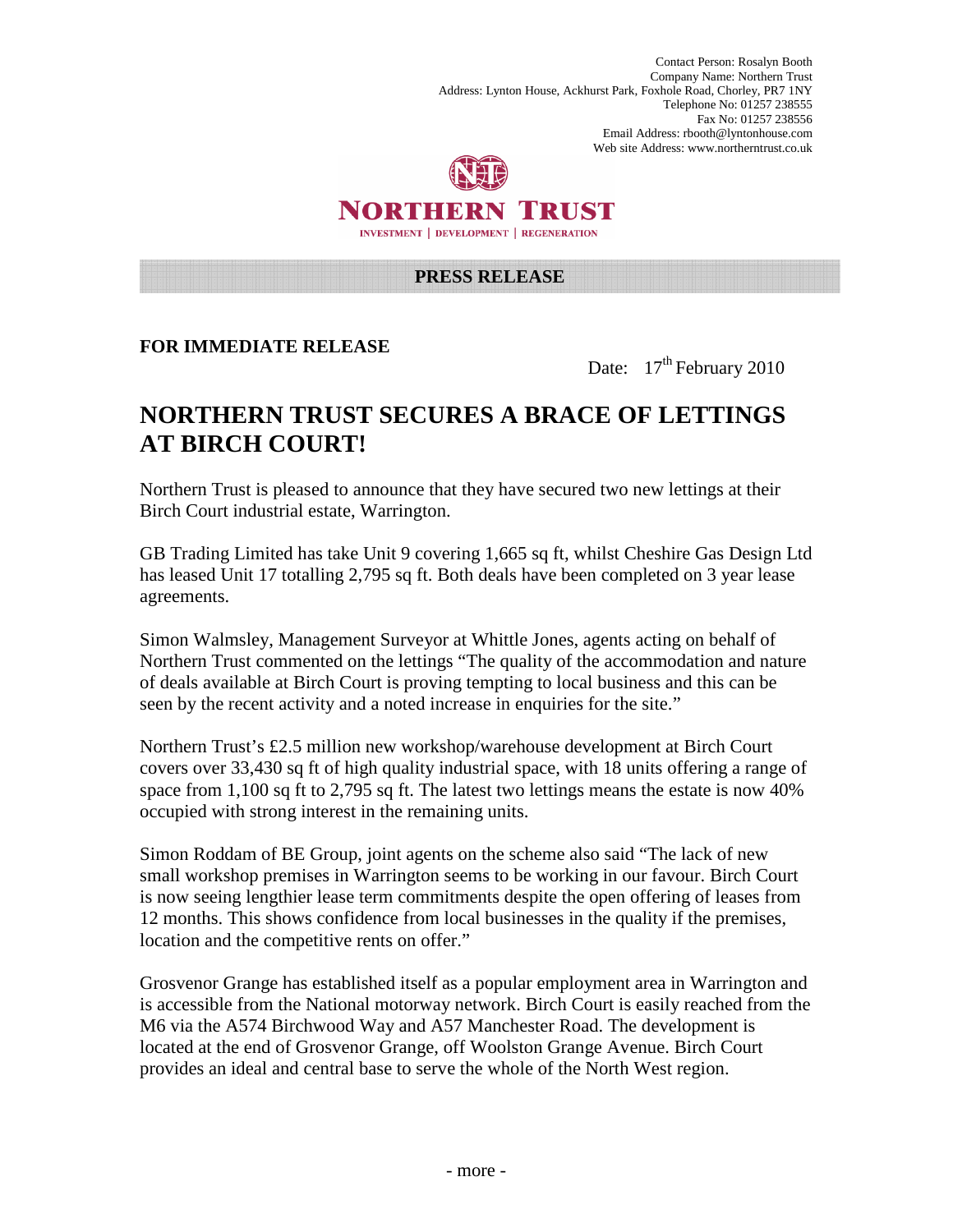Contact Person: Rosalyn Booth
Company Name: Northern Trust
Address: Lynton House, Ackhurst Park, Foxhole Road, Chorley, PR7 1NY
Telephone No: 01257 238555
Fax No: 01257 238556
Email Address: rbooth@lyntonhouse.com
Web site Address: www.northerntrust.co.uk

**NORTHERN TRUST**

INVESTMENT | DEVELOPMENT | REGENERATION

**PRESS RELEASE**

**FOR IMMEDIATE RELEASE**

Date: 17th February 2010

# NORTHERN TRUST SECURES A BRACE OF LETTINGS AT BIRCH COURT!

Northern Trust is pleased to announce that they have secured two new lettings at their Birch Court industrial estate, Warrington.

GB Trading Limited has take Unit 9 covering 1,665 sq ft, whilst Cheshire Gas Design Ltd has leased Unit 17 totalling 2,795 sq ft. Both deals have been completed on 3 year lease agreements.

Simon Walmsley, Management Surveyor at Whittle Jones, agents acting on behalf of Northern Trust commented on the lettings "The quality of the accommodation and nature of deals available at Birch Court is proving tempting to local business and this can be seen by the recent activity and a noted increase in enquiries for the site."

Northern Trust's £2.5 million new workshop/warehouse development at Birch Court covers over 33,430 sq ft of high quality industrial space, with 18 units offering a range of space from 1,100 sq ft to 2,795 sq ft. The latest two lettings means the estate is now 40% occupied with strong interest in the remaining units.

Simon Roddam of BE Group, joint agents on the scheme also said "The lack of new small workshop premises in Warrington seems to be working in our favour. Birch Court is now seeing lengthier lease term commitments despite the open offering of leases from 12 months. This shows confidence from local businesses in the quality if the premises, location and the competitive rents on offer."

Grosvenor Grange has established itself as a popular employment area in Warrington and is accessible from the National motorway network. Birch Court is easily reached from the M6 via the A574 Birchwood Way and A57 Manchester Road. The development is located at the end of Grosvenor Grange, off Woolston Grange Avenue. Birch Court provides an ideal and central base to serve the whole of the North West region.

- more -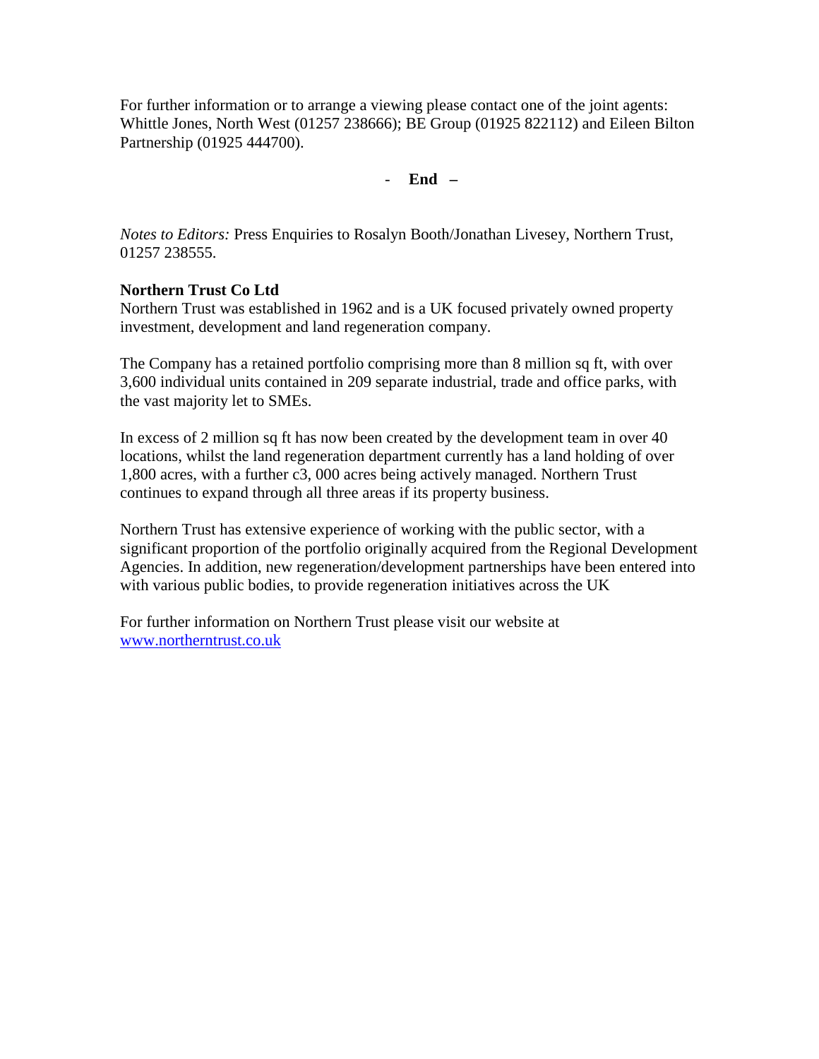For further information or to arrange a viewing please contact one of the joint agents: Whittle Jones, North West (01257 238666); BE Group (01925 822112) and Eileen Bilton Partnership (01925 444700).

- **End –**

*Notes to Editors:* Press Enquiries to Rosalyn Booth/Jonathan Livesey, Northern Trust, 01257 238555.

**Northern Trust Co Ltd**

Northern Trust was established in 1962 and is a UK focused privately owned property investment, development and land regeneration company.

The Company has a retained portfolio comprising more than 8 million sq ft, with over 3,600 individual units contained in 209 separate industrial, trade and office parks, with the vast majority let to SMEs.

In excess of 2 million sq ft has now been created by the development team in over 40 locations, whilst the land regeneration department currently has a land holding of over 1,800 acres, with a further c3, 000 acres being actively managed. Northern Trust continues to expand through all three areas if its property business.

Northern Trust has extensive experience of working with the public sector, with a significant proportion of the portfolio originally acquired from the Regional Development Agencies. In addition, new regeneration/development partnerships have been entered into with various public bodies, to provide regeneration initiatives across the UK

For further information on Northern Trust please visit our website at [www.northerntrust.co.uk](http://www.northerntrust.co.uk)